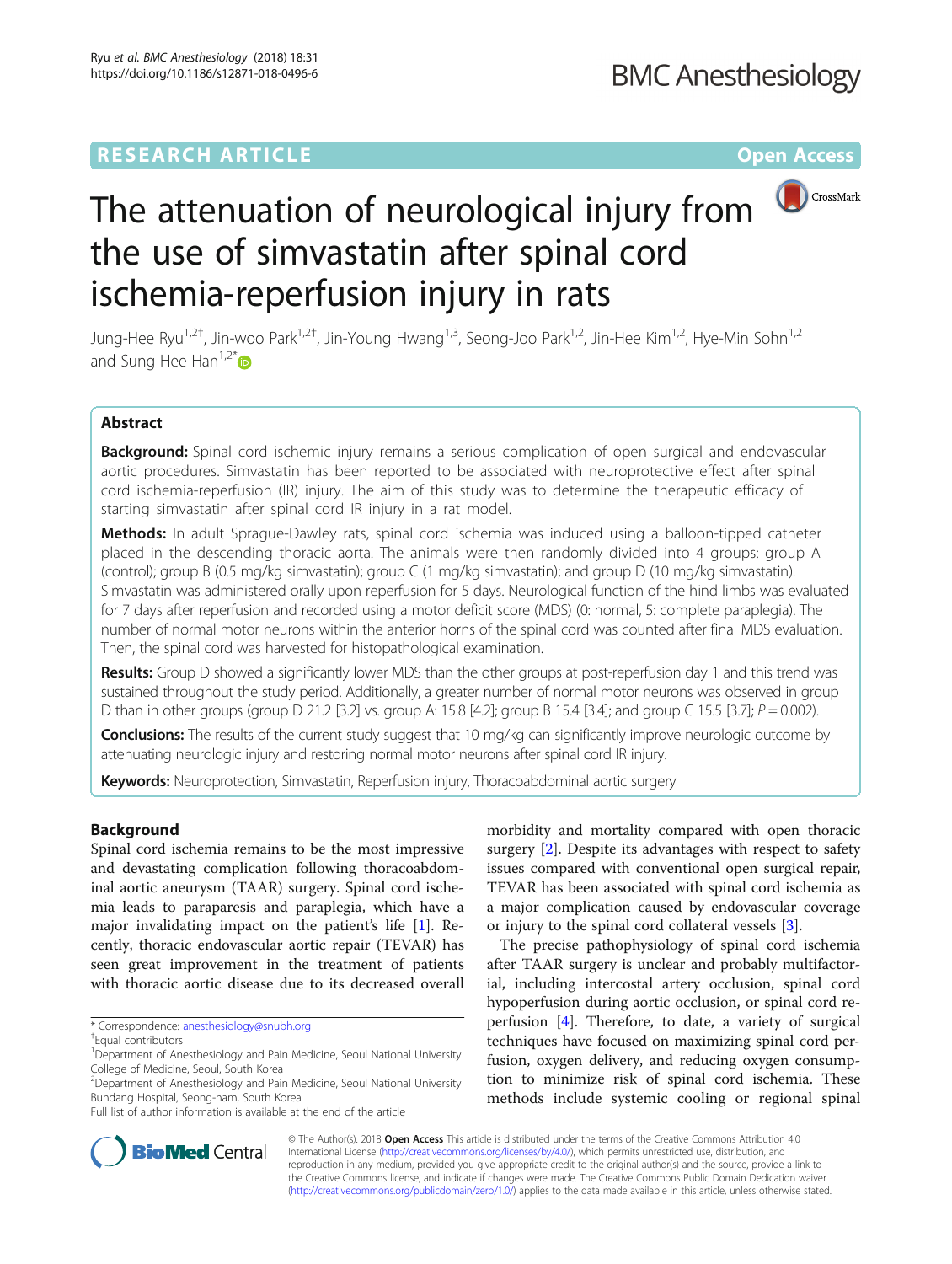RESEARCH ARTICLE

Open Access

# The attenuation of neurological injury from the use of simvastatin after spinal cord ischemia-reperfusion injury in rats

Jung-Hee Ryu[1,2†], Jin-woo Park[1,2†], Jin-Young Hwang[1,3], Seong-Joo Park[1,2], Jin-Hee Kim[1,2], Hye-Min Sohn[1,2] and Sung Hee Han[1,2*]

## Abstract

**Background:** Spinal cord ischemic injury remains a serious complication of open surgical and endovascular aortic procedures. Simvastatin has been reported to be associated with neuroprotective effect after spinal cord ischemia-reperfusion (IR) injury. The aim of this study was to determine the therapeutic efficacy of starting simvastatin after spinal cord IR injury in a rat model.

**Methods:** In adult Sprague-Dawley rats, spinal cord ischemia was induced using a balloon-tipped catheter placed in the descending thoracic aorta. The animals were then randomly divided into 4 groups: group A (control); group B (0.5 mg/kg simvastatin); group C (1 mg/kg simvastatin); and group D (10 mg/kg simvastatin). Simvastatin was administered orally upon reperfusion for 5 days. Neurological function of the hind limbs was evaluated for 7 days after reperfusion and recorded using a motor deficit score (MDS) (0: normal, 5: complete paraplegia). The number of normal motor neurons within the anterior horns of the spinal cord was counted after final MDS evaluation. Then, the spinal cord was harvested for histopathological examination.

**Results:** Group D showed a significantly lower MDS than the other groups at post-reperfusion day 1 and this trend was sustained throughout the study period. Additionally, a greater number of normal motor neurons was observed in group D than in other groups (group D 21.2 [3.2] vs. group A: 15.8 [4.2]; group B 15.4 [3.4]; and group C 15.5 [3.7]; $P = 0.002$).

**Conclusions:** The results of the current study suggest that 10 mg/kg can significantly improve neurologic outcome by attenuating neurologic injury and restoring normal motor neurons after spinal cord IR injury.

**Keywords:** Neuroprotection, Simvastatin, Reperfusion injury, Thoracoabdominal aortic surgery

## Background

Spinal cord ischemia remains to be the most impressive and devastating complication following thoracoabdominal aortic aneurysm (TAAR) surgery. Spinal cord ischemia leads to paraparesis and paraplegia, which have a major invalidating impact on the patient's life [1]. Recently, thoracic endovascular aortic repair (TEVAR) has seen great improvement in the treatment of patients with thoracic aortic disease due to its decreased overall morbidity and mortality compared with open thoracic surgery [2]. Despite its advantages with respect to safety issues compared with conventional open surgical repair, TEVAR has been associated with spinal cord ischemia as a major complication caused by endovascular coverage or injury to the spinal cord collateral vessels [3].

The precise pathophysiology of spinal cord ischemia after TAAR surgery is unclear and probably multifactorial, including intercostal artery occlusion, spinal cord hypoperfusion during aortic occlusion, or spinal cord reperfusion [4]. Therefore, to date, a variety of surgical techniques have focused on maximizing spinal cord perfusion, oxygen delivery, and reducing oxygen consumption to minimize risk of spinal cord ischemia. These methods include systemic cooling or regional spinal

* Correspondence: anesthesiology@snubh.org
†Equal contributors
[1]Department of Anesthesiology and Pain Medicine, Seoul National University College of Medicine, Seoul, South Korea
[2]Department of Anesthesiology and Pain Medicine, Seoul National University Bundang Hospital, Seong-nam, South Korea
Full list of author information is available at the end of the article

© The Author(s). 2018 **Open Access** This article is distributed under the terms of the Creative Commons Attribution 4.0 International License (http://creativecommons.org/licenses/by/4.0/), which permits unrestricted use, distribution, and reproduction in any medium, provided you give appropriate credit to the original author(s) and the source, provide a link to the Creative Commons license, and indicate if changes were made. The Creative Commons Public Domain Dedication waiver (http://creativecommons.org/publicdomain/zero/1.0/) applies to the data made available in this article, unless otherwise stated.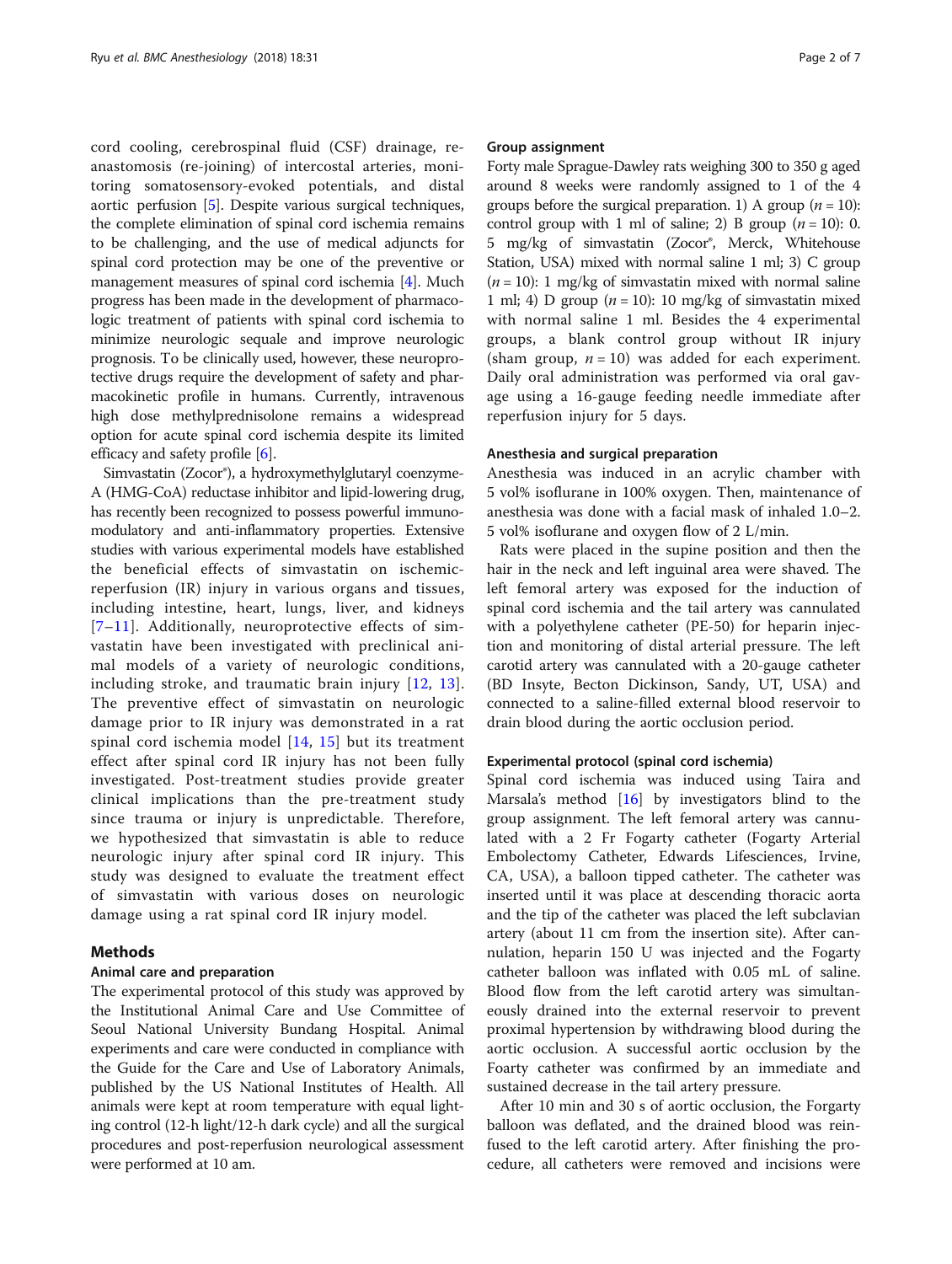cord cooling, cerebrospinal fluid (CSF) drainage, re-anastomosis (re-joining) of intercostal arteries, monitoring somatosensory-evoked potentials, and distal aortic perfusion [5]. Despite various surgical techniques, the complete elimination of spinal cord ischemia remains to be challenging, and the use of medical adjuncts for spinal cord protection may be one of the preventive or management measures of spinal cord ischemia [4]. Much progress has been made in the development of pharmacologic treatment of patients with spinal cord ischemia to minimize neurologic sequale and improve neurologic prognosis. To be clinically used, however, these neuroprotective drugs require the development of safety and pharmacokinetic profile in humans. Currently, intravenous high dose methylprednisolone remains a widespread option for acute spinal cord ischemia despite its limited efficacy and safety profile [6].

Simvastatin (Zocor®), a hydroxymethylglutaryl coenzyme-A (HMG-CoA) reductase inhibitor and lipid-lowering drug, has recently been recognized to possess powerful immunomodulatory and anti-inflammatory properties. Extensive studies with various experimental models have established the beneficial effects of simvastatin on ischemic-reperfusion (IR) injury in various organs and tissues, including intestine, heart, lungs, liver, and kidneys [7–11]. Additionally, neuroprotective effects of simvastatin have been investigated with preclinical animal models of a variety of neurologic conditions, including stroke, and traumatic brain injury [12, 13]. The preventive effect of simvastatin on neurologic damage prior to IR injury was demonstrated in a rat spinal cord ischemia model [14, 15] but its treatment effect after spinal cord IR injury has not been fully investigated. Post-treatment studies provide greater clinical implications than the pre-treatment study since trauma or injury is unpredictable. Therefore, we hypothesized that simvastatin is able to reduce neurologic injury after spinal cord IR injury. This study was designed to evaluate the treatment effect of simvastatin with various doses on neurologic damage using a rat spinal cord IR injury model.

## Methods

### Animal care and preparation

The experimental protocol of this study was approved by the Institutional Animal Care and Use Committee of Seoul National University Bundang Hospital. Animal experiments and care were conducted in compliance with the Guide for the Care and Use of Laboratory Animals, published by the US National Institutes of Health. All animals were kept at room temperature with equal lighting control (12-h light/12-h dark cycle) and all the surgical procedures and post-reperfusion neurological assessment were performed at 10 am.

### Group assignment

Forty male Sprague-Dawley rats weighing 300 to 350 g aged around 8 weeks were randomly assigned to 1 of the 4 groups before the surgical preparation. 1) A group ($n = 10$): control group with 1 ml of saline; 2) B group ($n = 10$): 0.5 mg/kg of simvastatin (Zocor®, Merck, Whitehouse Station, USA) mixed with normal saline 1 ml; 3) C group ($n = 10$): 1 mg/kg of simvastatin mixed with normal saline 1 ml; 4) D group ($n = 10$): 10 mg/kg of simvastatin mixed with normal saline 1 ml. Besides the 4 experimental groups, a blank control group without IR injury (sham group, $n = 10$) was added for each experiment. Daily oral administration was performed via oral gavage using a 16-gauge feeding needle immediate after reperfusion injury for 5 days.

### Anesthesia and surgical preparation

Anesthesia was induced in an acrylic chamber with 5 vol% isoflurane in 100% oxygen. Then, maintenance of anesthesia was done with a facial mask of inhaled 1.0–2.5 vol% isoflurane and oxygen flow of 2 L/min.

Rats were placed in the supine position and then the hair in the neck and left inguinal area were shaved. The left femoral artery was exposed for the induction of spinal cord ischemia and the tail artery was cannulated with a polyethylene catheter (PE-50) for heparin injection and monitoring of distal arterial pressure. The left carotid artery was cannulated with a 20-gauge catheter (BD Insyte, Becton Dickinson, Sandy, UT, USA) and connected to a saline-filled external blood reservoir to drain blood during the aortic occlusion period.

### Experimental protocol (spinal cord ischemia)

Spinal cord ischemia was induced using Taira and Marsala's method [16] by investigators blind to the group assignment. The left femoral artery was cannulated with a 2 Fr Fogarty catheter (Fogarty Arterial Embolectomy Catheter, Edwards Lifesciences, Irvine, CA, USA), a balloon tipped catheter. The catheter was inserted until it was place at descending thoracic aorta and the tip of the catheter was placed the left subclavian artery (about 11 cm from the insertion site). After cannulation, heparin 150 U was injected and the Fogarty catheter balloon was inflated with 0.05 mL of saline. Blood flow from the left carotid artery was simultaneously drained into the external reservoir to prevent proximal hypertension by withdrawing blood during the aortic occlusion. A successful aortic occlusion by the Foarty catheter was confirmed by an immediate and sustained decrease in the tail artery pressure.

After 10 min and 30 s of aortic occlusion, the Forgarty balloon was deflated, and the drained blood was reinfused to the left carotid artery. After finishing the procedure, all catheters were removed and incisions were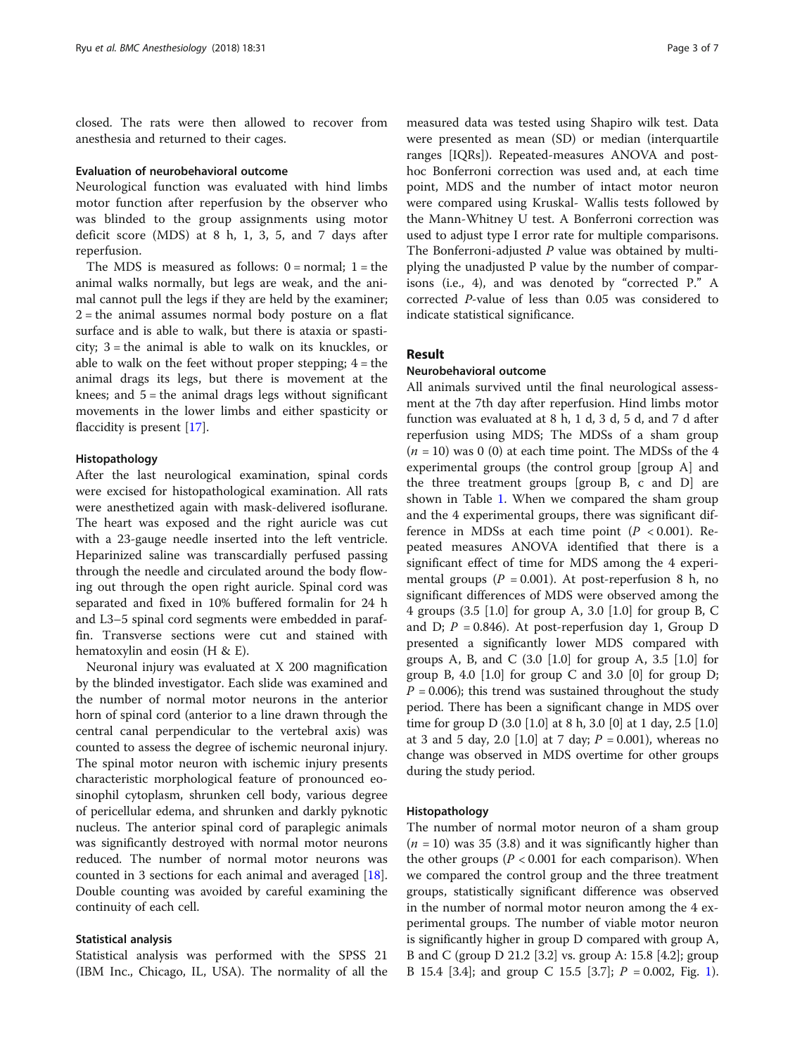closed. The rats were then allowed to recover from anesthesia and returned to their cages.

### Evaluation of neurobehavioral outcome

Neurological function was evaluated with hind limbs motor function after reperfusion by the observer who was blinded to the group assignments using motor deficit score (MDS) at 8 h, 1, 3, 5, and 7 days after reperfusion.

The MDS is measured as follows: 0 = normal; 1 = the animal walks normally, but legs are weak, and the animal cannot pull the legs if they are held by the examiner; 2 = the animal assumes normal body posture on a flat surface and is able to walk, but there is ataxia or spasticity; 3 = the animal is able to walk on its knuckles, or able to walk on the feet without proper stepping; 4 = the animal drags its legs, but there is movement at the knees; and 5 = the animal drags legs without significant movements in the lower limbs and either spasticity or flaccidity is present [17].

### Histopathology

After the last neurological examination, spinal cords were excised for histopathological examination. All rats were anesthetized again with mask-delivered isoflurane. The heart was exposed and the right auricle was cut with a 23-gauge needle inserted into the left ventricle. Heparinized saline was transcardially perfused passing through the needle and circulated around the body flowing out through the open right auricle. Spinal cord was separated and fixed in 10% buffered formalin for 24 h and L3–5 spinal cord segments were embedded in paraffin. Transverse sections were cut and stained with hematoxylin and eosin (H & E).

Neuronal injury was evaluated at X 200 magnification by the blinded investigator. Each slide was examined and the number of normal motor neurons in the anterior horn of spinal cord (anterior to a line drawn through the central canal perpendicular to the vertebral axis) was counted to assess the degree of ischemic neuronal injury. The spinal motor neuron with ischemic injury presents characteristic morphological feature of pronounced eosinophil cytoplasm, shrunken cell body, various degree of pericellular edema, and shrunken and darkly pyknotic nucleus. The anterior spinal cord of paraplegic animals was significantly destroyed with normal motor neurons reduced. The number of normal motor neurons was counted in 3 sections for each animal and averaged [18]. Double counting was avoided by careful examining the continuity of each cell.

### Statistical analysis

Statistical analysis was performed with the SPSS 21 (IBM Inc., Chicago, IL, USA). The normality of all the measured data was tested using Shapiro wilk test. Data were presented as mean (SD) or median (interquartile ranges [IQRs]). Repeated-measures ANOVA and post-hoc Bonferroni correction was used and, at each time point, MDS and the number of intact motor neuron were compared using Kruskal- Wallis tests followed by the Mann-Whitney U test. A Bonferroni correction was used to adjust type I error rate for multiple comparisons. The Bonferroni-adjusted *P* value was obtained by multiplying the unadjusted P value by the number of comparisons (i.e., 4), and was denoted by "corrected P." A corrected *P*-value of less than 0.05 was considered to indicate statistical significance.

## Result

### Neurobehavioral outcome

All animals survived until the final neurological assessment at the 7th day after reperfusion. Hind limbs motor function was evaluated at 8 h, 1 d, 3 d, 5 d, and 7 d after reperfusion using MDS; The MDSs of a sham group ($n = 10$) was 0 (0) at each time point. The MDSs of the 4 experimental groups (the control group [group A] and the three treatment groups [group B, c and D] are shown in Table 1. When we compared the sham group and the 4 experimental groups, there was significant difference in MDSs at each time point ($P < 0.001$). Repeated measures ANOVA identified that there is a significant effect of time for MDS among the 4 experimental groups ($P = 0.001$). At post-reperfusion 8 h, no significant differences of MDS were observed among the 4 groups (3.5 [1.0] for group A, 3.0 [1.0] for group B, C and D; $P = 0.846$). At post-reperfusion day 1, Group D presented a significantly lower MDS compared with groups A, B, and C (3.0 [1.0] for group A, 3.5 [1.0] for group B, 4.0 [1.0] for group C and 3.0 [0] for group D; $P = 0.006$); this trend was sustained throughout the study period. There has been a significant change in MDS over time for group D (3.0 [1.0] at 8 h, 3.0 [0] at 1 day, 2.5 [1.0] at 3 and 5 day, 2.0 [1.0] at 7 day; $P = 0.001$), whereas no change was observed in MDS overtime for other groups during the study period.

### Histopathology

The number of normal motor neuron of a sham group ($n = 10$) was 35 (3.8) and it was significantly higher than the other groups ($P < 0.001$ for each comparison). When we compared the control group and the three treatment groups, statistically significant difference was observed in the number of normal motor neuron among the 4 experimental groups. The number of viable motor neuron is significantly higher in group D compared with group A, B and C (group D 21.2 [3.2] vs. group A: 15.8 [4.2]; group B 15.4 [3.4]; and group C 15.5 [3.7]; $P = 0.002$, Fig. 1).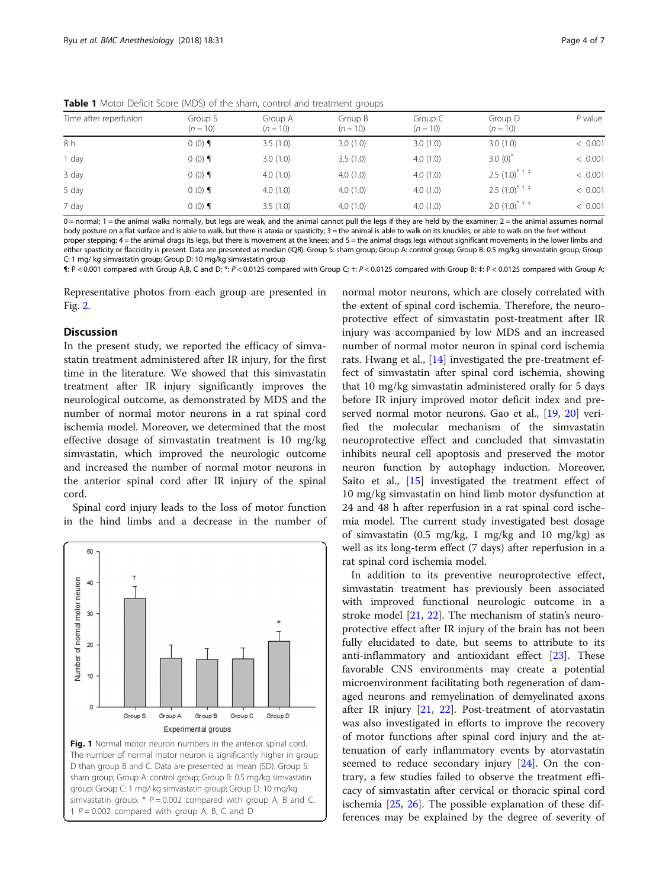**Table 1** Motor Deficit Score (MDS) of the sham, control and treatment groups

| Time after reperfusion | Group S ($n = 10$) | Group A ($n = 10$) | Group B ($n = 10$) | Group C ($n = 10$) | Group D ($n = 10$) | P value |
|---|---|---|---|---|---|---|
| 8 h | 0 (0) ¶ | 3.5 (1.0) | 3.0 (1.0) | 3.0 (1.0) | 3.0 (1.0) | < 0.001 |
| 1 day | 0 (0) ¶ | 3.0 (1.0) | 3.5 (1.0) | 4.0 (1.0) | 3.0 (0)* | < 0.001 |
| 3 day | 0 (0) ¶ | 4.0 (1.0) | 4.0 (1.0) | 4.0 (1.0) | 2.5 (1.0)* † ‡ | < 0.001 |
| 5 day | 0 (0) ¶ | 4.0 (1.0) | 4.0 (1.0) | 4.0 (1.0) | 2.5 (1.0)* † ‡ | < 0.001 |
| 7 day | 0 (0) ¶ | 3.5 (1.0) | 4.0 (1.0) | 4.0 (1.0) | 2.0 (1.0)* † ‡ | < 0.001 |

0 = normal; 1 = the animal walks normally, but legs are weak, and the animal cannot pull the legs if they are held by the examiner; 2 = the animal assumes normal body posture on a flat surface and is able to walk, but there is ataxia or spasticity; 3 = the animal is able to walk on its knuckles, or able to walk on the feet without proper stepping; 4 = the animal drags its legs, but there is movement at the knees; and 5 = the animal drags legs without significant movements in the lower limbs and either spasticity or flaccidity is present. Data are presented as median (IQR). Group S: sham group; Group A: control group; Group B: 0.5 mg/kg simvastatin group; Group C: 1 mg/ kg simvastatin group; Group D: 10 mg/kg simvastatin group

¶: $P < 0.001$ compared with Group A,B, C and D; *: $P < 0.0125$ compared with Group C; †: $P < 0.0125$ compared with Group B; ‡: $P < 0.0125$ compared with Group A;

Representative photos from each group are presented in Fig. 2.

## Discussion

In the present study, we reported the efficacy of simvastatin treatment administered after IR injury, for the first time in the literature. We showed that this simvastatin treatment after IR injury significantly improves the neurological outcome, as demonstrated by MDS and the number of normal motor neurons in a rat spinal cord ischemia model. Moreover, we determined that the most effective dosage of simvastatin treatment is 10 mg/kg simvastatin, which improved the neurologic outcome and increased the number of normal motor neurons in the anterior spinal cord after IR injury of the spinal cord.

Spinal cord injury leads to the loss of motor function in the hind limbs and a decrease in the number of normal motor neurons, which are closely correlated with the extent of spinal cord ischemia. Therefore, the neuroprotective effect of simvastatin post-treatment after IR injury was accompanied by low MDS and an increased number of normal motor neuron in spinal cord ischemia rats. Hwang et al., [14] investigated the pre-treatment effect of simvastatin after spinal cord ischemia, showing that 10 mg/kg simvastatin administered orally for 5 days before IR injury improved motor deficit index and preserved normal motor neurons. Gao et al., [19, 20] verified the molecular mechanism of the simvastatin neuroprotective effect and concluded that simvastatin inhibits neural cell apoptosis and preserved the motor neuron function by autophagy induction. Moreover, Saito et al., [15] investigated the treatment effect of 10 mg/kg simvastatin on hind limb motor dysfunction at 24 and 48 h after reperfusion in a rat spinal cord ischemia model. The current study investigated best dosage of simvastatin (0.5 mg/kg, 1 mg/kg and 10 mg/kg) as well as its long-term effect (7 days) after reperfusion in a rat spinal cord ischemia model.

In addition to its preventive neuroprotective effect, simvastatin treatment has previously been associated with improved functional neurologic outcome in a stroke model [21, 22]. The mechanism of statin's neuroprotective effect after IR injury of the brain has not been fully elucidated to date, but seems to attribute to its anti-inflammatory and antioxidant effect [23]. These favorable CNS environments may create a potential microenvironment facilitating both regeneration of damaged neurons and remyelination of demyelinated axons after IR injury [21, 22]. Post-treatment of atorvastatin was also investigated in efforts to improve the recovery of motor functions after spinal cord injury and the attenuation of early inflammatory events by atorvastatin seemed to reduce secondary injury [24]. On the contrary, a few studies failed to observe the treatment efficacy of simvastatin after cervical or thoracic spinal cord ischemia [25, 26]. The possible explanation of these differences may be explained by the degree of severity of

**Fig. 1** Normal motor neuron numbers in the anterior spinal cord. The number of normal motor neuron is significantly higher in group D than group B and C. Data are presented as mean (SD). Group S: sham group; Group A: control group; Group B: 0.5 mg/kg simvastatin group; Group C: 1 mg/ kg simvastatin group; Group D: 10 mg/kg simvastatin group. * $P = 0.002$ compared with group A, B and C. † $P = 0.002$ compared with group A, B, C and D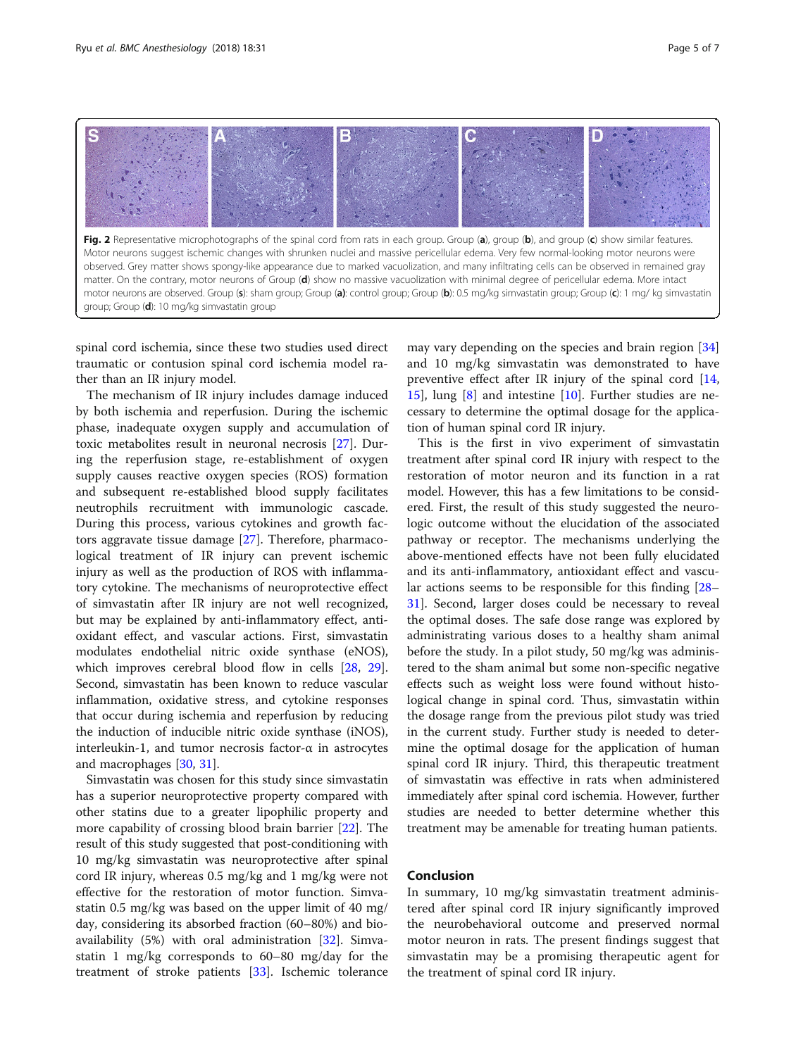Fig. 2 Representative microphotographs of the spinal cord from rats in each group. Group (a), group (b), and group (c) show similar features. Motor neurons suggest ischemic changes with shrunken nuclei and massive pericellular edema. Very few normal-looking motor neurons were observed. Grey matter shows spongy-like appearance due to marked vacuolization, and many infiltrating cells can be observed in remained gray matter. On the contrary, motor neurons of Group (d) show no massive vacuolization with minimal degree of pericellular edema. More intact motor neurons are observed. Group (s): sham group; Group (a): control group; Group (b): 0.5 mg/kg simvastatin group; Group (c): 1 mg/ kg simvastatin group; Group (d): 10 mg/kg simvastatin group

spinal cord ischemia, since these two studies used direct traumatic or contusion spinal cord ischemia model rather than an IR injury model.

The mechanism of IR injury includes damage induced by both ischemia and reperfusion. During the ischemic phase, inadequate oxygen supply and accumulation of toxic metabolites result in neuronal necrosis [27]. During the reperfusion stage, re-establishment of oxygen supply causes reactive oxygen species (ROS) formation and subsequent re-established blood supply facilitates neutrophils recruitment with immunologic cascade. During this process, various cytokines and growth factors aggravate tissue damage [27]. Therefore, pharmacological treatment of IR injury can prevent ischemic injury as well as the production of ROS with inflammatory cytokine. The mechanisms of neuroprotective effect of simvastatin after IR injury are not well recognized, but may be explained by anti-inflammatory effect, antioxidant effect, and vascular actions. First, simvastatin modulates endothelial nitric oxide synthase (eNOS), which improves cerebral blood flow in cells [28, 29]. Second, simvastatin has been known to reduce vascular inflammation, oxidative stress, and cytokine responses that occur during ischemia and reperfusion by reducing the induction of inducible nitric oxide synthase (iNOS), interleukin-1, and tumor necrosis factor-α in astrocytes and macrophages [30, 31].

Simvastatin was chosen for this study since simvastatin has a superior neuroprotective property compared with other statins due to a greater lipophilic property and more capability of crossing blood brain barrier [22]. The result of this study suggested that post-conditioning with 10 mg/kg simvastatin was neuroprotective after spinal cord IR injury, whereas 0.5 mg/kg and 1 mg/kg were not effective for the restoration of motor function. Simvastatin 0.5 mg/kg was based on the upper limit of 40 mg/day, considering its absorbed fraction (60–80%) and bioavailability (5%) with oral administration [32]. Simvastatin 1 mg/kg corresponds to 60–80 mg/day for the treatment of stroke patients [33]. Ischemic tolerance may vary depending on the species and brain region [34] and 10 mg/kg simvastatin was demonstrated to have preventive effect after IR injury of the spinal cord [14, 15], lung [8] and intestine [10]. Further studies are necessary to determine the optimal dosage for the application of human spinal cord IR injury.

This is the first in vivo experiment of simvastatin treatment after spinal cord IR injury with respect to the restoration of motor neuron and its function in a rat model. However, this has a few limitations to be considered. First, the result of this study suggested the neurologic outcome without the elucidation of the associated pathway or receptor. The mechanisms underlying the above-mentioned effects have not been fully elucidated and its anti-inflammatory, antioxidant effect and vascular actions seems to be responsible for this finding [28–31]. Second, larger doses could be necessary to reveal the optimal doses. The safe dose range was explored by administrating various doses to a healthy sham animal before the study. In a pilot study, 50 mg/kg was administered to the sham animal but some non-specific negative effects such as weight loss were found without histological change in spinal cord. Thus, simvastatin within the dosage range from the previous pilot study was tried in the current study. Further study is needed to determine the optimal dosage for the application of human spinal cord IR injury. Third, this therapeutic treatment of simvastatin was effective in rats when administered immediately after spinal cord ischemia. However, further studies are needed to better determine whether this treatment may be amenable for treating human patients.

## Conclusion

In summary, 10 mg/kg simvastatin treatment administered after spinal cord IR injury significantly improved the neurobehavioral outcome and preserved normal motor neuron in rats. The present findings suggest that simvastatin may be a promising therapeutic agent for the treatment of spinal cord IR injury.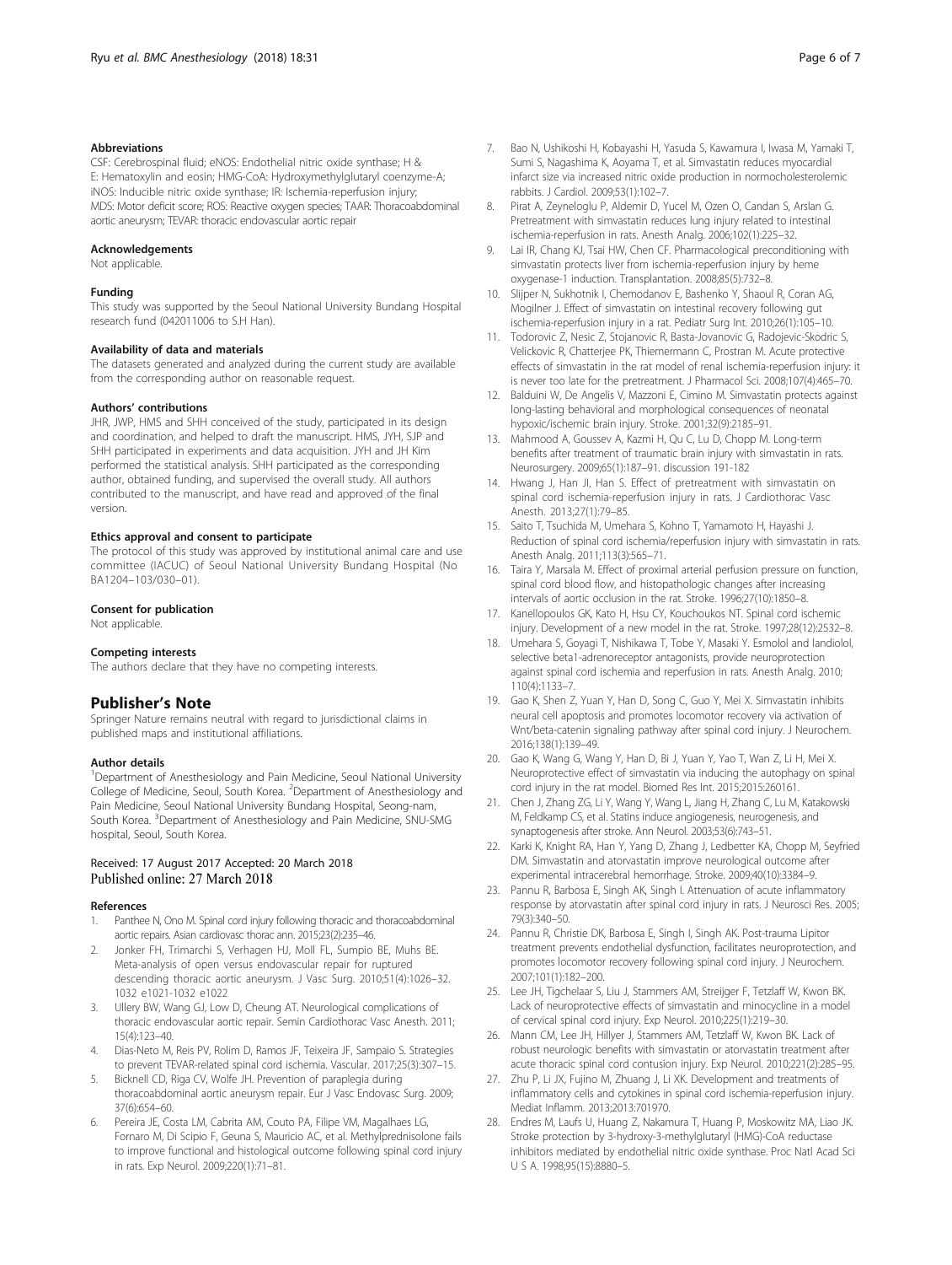### Abbreviations

CSF: Cerebrospinal fluid; eNOS: Endothelial nitric oxide synthase; H & E: Hematoxylin and eosin; HMG-CoA: Hydroxymethylglutaryl coenzyme-A; iNOS: Inducible nitric oxide synthase; IR: Ischemia-reperfusion injury; MDS: Motor deficit score; ROS: Reactive oxygen species; TAAR: Thoracoabdominal aortic aneurysm; TEVAR: thoracic endovascular aortic repair

### Acknowledgements

Not applicable.

### Funding

This study was supported by the Seoul National University Bundang Hospital research fund (042011006 to S.H Han).

### Availability of data and materials

The datasets generated and analyzed during the current study are available from the corresponding author on reasonable request.

### Authors' contributions

JHR, JWP, HMS and SHH conceived of the study, participated in its design and coordination, and helped to draft the manuscript. HMS, JYH, SJP and SHH participated in experiments and data acquisition. JYH and JH Kim performed the statistical analysis. SHH participated as the corresponding author, obtained funding, and supervised the overall study. All authors contributed to the manuscript, and have read and approved of the final version.

### Ethics approval and consent to participate

The protocol of this study was approved by institutional animal care and use committee (IACUC) of Seoul National University Bundang Hospital (No BA1204–103/030–01).

### Consent for publication

Not applicable.

### Competing interests

The authors declare that they have no competing interests.

## Publisher's Note

Springer Nature remains neutral with regard to jurisdictional claims in published maps and institutional affiliations.

### Author details

[1]Department of Anesthesiology and Pain Medicine, Seoul National University College of Medicine, Seoul, South Korea. [2]Department of Anesthesiology and Pain Medicine, Seoul National University Bundang Hospital, Seong-nam, South Korea. [3]Department of Anesthesiology and Pain Medicine, SNU-SMG hospital, Seoul, South Korea.

Received: 17 August 2017 Accepted: 20 March 2018
Published online: 27 March 2018

### References

1. Panthee N, Ono M. Spinal cord injury following thoracic and thoracoabdominal aortic repairs. Asian cardiovasc thorac ann. 2015;23(2):235–46.
2. Jonker FH, Trimarchi S, Verhagen HJ, Moll FL, Sumpio BE, Muhs BE. Meta-analysis of open versus endovascular repair for ruptured descending thoracic aortic aneurysm. J Vasc Surg. 2010;51(4):1026–32. 1032 e1021-1032 e1022
3. Ullery BW, Wang GJ, Low D, Cheung AT. Neurological complications of thoracic endovascular aortic repair. Semin Cardiothorac Vasc Anesth. 2011; 15(4):123–40.
4. Dias-Neto M, Reis PV, Rolim D, Ramos JF, Teixeira JF, Sampaio S. Strategies to prevent TEVAR-related spinal cord ischemia. Vascular. 2017;25(3):307–15.
5. Bicknell CD, Riga CV, Wolfe JH. Prevention of paraplegia during thoracoabdominal aortic aneurysm repair. Eur J Vasc Endovasc Surg. 2009; 37(6):654–60.
6. Pereira JE, Costa LM, Cabrita AM, Couto PA, Filipe VM, Magalhaes LG, Fornaro M, Di Scipio F, Geuna S, Mauricio AC, et al. Methylprednisolone fails to improve functional and histological outcome following spinal cord injury in rats. Exp Neurol. 2009;220(1):71–81.
7. Bao N, Ushikoshi H, Kobayashi H, Yasuda S, Kawamura I, Iwasa M, Yamaki T, Sumi S, Nagashima K, Aoyama T, et al. Simvastatin reduces myocardial infarct size via increased nitric oxide production in normocholesterolemic rabbits. J Cardiol. 2009;53(1):102–7.
8. Pirat A, Zeyneloglu P, Aldemir D, Yucel M, Ozen O, Candan S, Arslan G. Pretreatment with simvastatin reduces lung injury related to intestinal ischemia-reperfusion in rats. Anesth Analg. 2006;102(1):225–32.
9. Lai IR, Chang KJ, Tsai HW, Chen CF. Pharmacological preconditioning with simvastatin protects liver from ischemia-reperfusion injury by heme oxygenase-1 induction. Transplantation. 2008;85(5):732–8.
10. Slijper N, Sukhotnik I, Chemodanov E, Bashenko Y, Shaoul R, Coran AG, Mogilner J. Effect of simvastatin on intestinal recovery following gut ischemia-reperfusion injury in a rat. Pediatr Surg Int. 2010;26(1):105–10.
11. Todorovic Z, Nesic Z, Stojanovic R, Basta-Jovanovic G, Radojevic-Skodric S, Velickovic R, Chatterjee PK, Thiemermann C, Prostran M. Acute protective effects of simvastatin in the rat model of renal ischemia-reperfusion injury: it is never too late for the pretreatment. J Pharmacol Sci. 2008;107(4):465–70.
12. Balduini W, De Angelis V, Mazzoni E, Cimino M. Simvastatin protects against long-lasting behavioral and morphological consequences of neonatal hypoxic/ischemic brain injury. Stroke. 2001;32(9):2185–91.
13. Mahmood A, Goussev A, Kazmi H, Qu C, Lu D, Chopp M. Long-term benefits after treatment of traumatic brain injury with simvastatin in rats. Neurosurgery. 2009;65(1):187–91. discussion 191-182
14. Hwang J, Han JI, Han S. Effect of pretreatment with simvastatin on spinal cord ischemia-reperfusion injury in rats. J Cardiothorac Vasc Anesth. 2013;27(1):79–85.
15. Saito T, Tsuchida M, Umehara S, Kohno T, Yamamoto H, Hayashi J. Reduction of spinal cord ischemia/reperfusion injury with simvastatin in rats. Anesth Analg. 2011;113(3):565–71.
16. Taira Y, Marsala M. Effect of proximal arterial perfusion pressure on function, spinal cord blood flow, and histopathologic changes after increasing intervals of aortic occlusion in the rat. Stroke. 1996;27(10):1850–8.
17. Kanellopoulos GK, Kato H, Hsu CY, Kouchoukos NT. Spinal cord ischemic injury. Development of a new model in the rat. Stroke. 1997;28(12):2532–8.
18. Umehara S, Goyagi T, Nishikawa T, Tobe Y, Masaki Y. Esmolol and landiolol, selective beta1-adrenoreceptor antagonists, provide neuroprotection against spinal cord ischemia and reperfusion in rats. Anesth Analg. 2010; 110(4):1133–7.
19. Gao K, Shen Z, Yuan Y, Han D, Song C, Guo Y, Mei X. Simvastatin inhibits neural cell apoptosis and promotes locomotor recovery via activation of Wnt/beta-catenin signaling pathway after spinal cord injury. J Neurochem. 2016;138(1):139–49.
20. Gao K, Wang G, Wang Y, Han D, Bi J, Yuan Y, Yao T, Wan Z, Li H, Mei X. Neuroprotective effect of simvastatin via inducing the autophagy on spinal cord injury in the rat model. Biomed Res Int. 2015;2015:260161.
21. Chen J, Zhang ZG, Li Y, Wang Y, Wang L, Jiang H, Zhang C, Lu M, Katakowski M, Feldkamp CS, et al. Statins induce angiogenesis, neurogenesis, and synaptogenesis after stroke. Ann Neurol. 2003;53(6):743–51.
22. Karki K, Knight RA, Han Y, Yang D, Zhang J, Ledbetter KA, Chopp M, Seyfried DM. Simvastatin and atorvastatin improve neurological outcome after experimental intracerebral hemorrhage. Stroke. 2009;40(10):3384–9.
23. Pannu R, Barbosa E, Singh AK, Singh I. Attenuation of acute inflammatory response by atorvastatin after spinal cord injury in rats. J Neurosci Res. 2005; 79(3):340–50.
24. Pannu R, Christie DK, Barbosa E, Singh I, Singh AK. Post-trauma Lipitor treatment prevents endothelial dysfunction, facilitates neuroprotection, and promotes locomotor recovery following spinal cord injury. J Neurochem. 2007;101(1):182–200.
25. Lee JH, Tigchelaar S, Liu J, Stammers AM, Streijger F, Tetzlaff W, Kwon BK. Lack of neuroprotective effects of simvastatin and minocycline in a model of cervical spinal cord injury. Exp Neurol. 2010;225(1):219–30.
26. Mann CM, Lee JH, Hillyer J, Stammers AM, Tetzlaff W, Kwon BK. Lack of robust neurologic benefits with simvastatin or atorvastatin treatment after acute thoracic spinal cord contusion injury. Exp Neurol. 2010;221(2):285–95.
27. Zhu P, Li JX, Fujino M, Zhuang J, Li XK. Development and treatments of inflammatory cells and cytokines in spinal cord ischemia-reperfusion injury. Mediat Inflamm. 2013;2013:701970.
28. Endres M, Laufs U, Huang Z, Nakamura T, Huang P, Moskowitz MA, Liao JK. Stroke protection by 3-hydroxy-3-methylglutaryl (HMG)-CoA reductase inhibitors mediated by endothelial nitric oxide synthase. Proc Natl Acad Sci U S A. 1998;95(15):8880–5.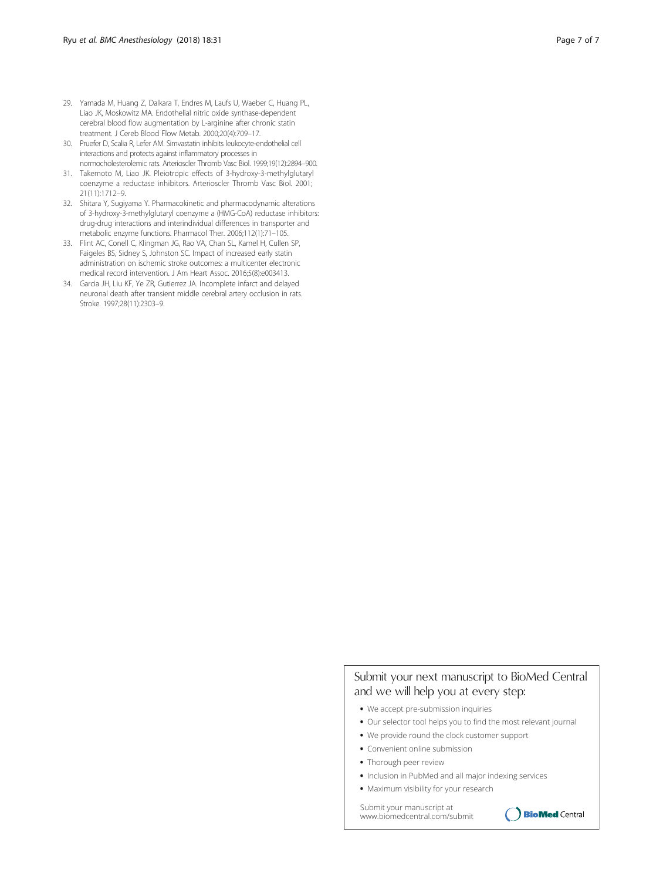29. Yamada M, Huang Z, Dalkara T, Endres M, Laufs U, Waeber C, Huang PL, Liao JK, Moskowitz MA. Endothelial nitric oxide synthase-dependent cerebral blood flow augmentation by L-arginine after chronic statin treatment. J Cereb Blood Flow Metab. 2000;20(4):709–17.
30. Pruefer D, Scalia R, Lefer AM. Simvastatin inhibits leukocyte-endothelial cell interactions and protects against inflammatory processes in normocholesterolemic rats. Arterioscler Thromb Vasc Biol. 1999;19(12):2894–900.
31. Takemoto M, Liao JK. Pleiotropic effects of 3-hydroxy-3-methylglutaryl coenzyme a reductase inhibitors. Arterioscler Thromb Vasc Biol. 2001; 21(11):1712–9.
32. Shitara Y, Sugiyama Y. Pharmacokinetic and pharmacodynamic alterations of 3-hydroxy-3-methylglutaryl coenzyme a (HMG-CoA) reductase inhibitors: drug-drug interactions and interindividual differences in transporter and metabolic enzyme functions. Pharmacol Ther. 2006;112(1):71–105.
33. Flint AC, Conell C, Klingman JG, Rao VA, Chan SL, Kamel H, Cullen SP, Faigeles BS, Sidney S, Johnston SC. Impact of increased early statin administration on ischemic stroke outcomes: a multicenter electronic medical record intervention. J Am Heart Assoc. 2016;5(8):e003413.
34. Garcia JH, Liu KF, Ye ZR, Gutierrez JA. Incomplete infarct and delayed neuronal death after transient middle cerebral artery occlusion in rats. Stroke. 1997;28(11):2303–9.

Submit your next manuscript to BioMed Central and we will help you at every step:

- We accept pre-submission inquiries
- Our selector tool helps you to find the most relevant journal
- We provide round the clock customer support
- Convenient online submission
- Thorough peer review
- Inclusion in PubMed and all major indexing services
- Maximum visibility for your research

Submit your manuscript at
www.biomedcentral.com/submit

BioMed Central